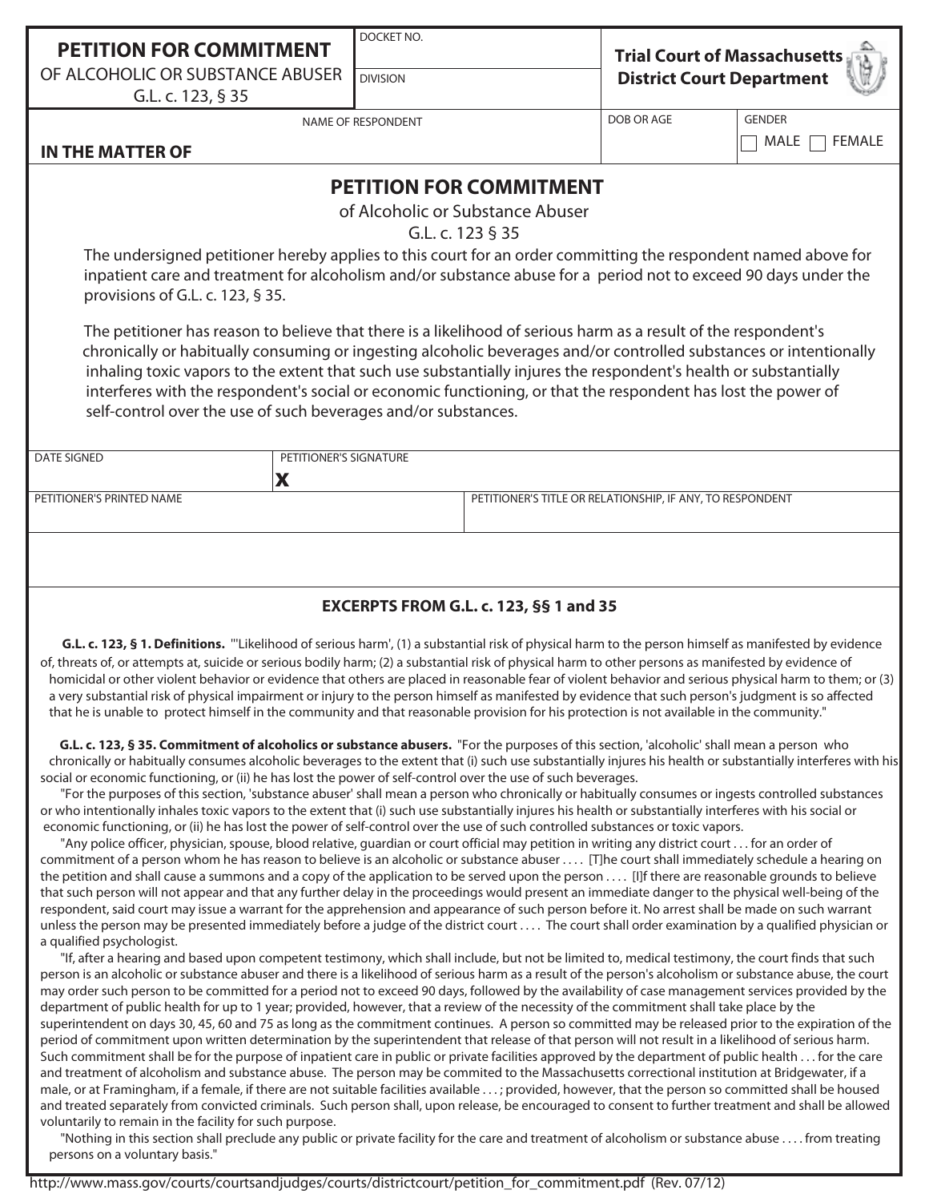| PETITION FOR COMMITMENT OF ALCOHOLIC OR SUBSTANCE ABUSER G.L. c. 123, § 35 | DOCKET NO. | Trial Court of Massachusetts District Court Department |
|---|---|---|
| | DIVISION | |

| IN THE MATTER OF | NAME OF RESPONDENT | DOB OR AGE | GENDER ☐ MALE ☐ FEMALE |
|---|---|---|---|

## PETITION FOR COMMITMENT

of Alcoholic or Substance Abuser

G.L. c. 123 § 35

The undersigned petitioner hereby applies to this court for an order committing the respondent named above for inpatient care and treatment for alcoholism and/or substance abuse for a period not to exceed 90 days under the provisions of G.L. c. 123, § 35.

The petitioner has reason to believe that there is a likelihood of serious harm as a result of the respondent's chronically or habitually consuming or ingesting alcoholic beverages and/or controlled substances or intentionally inhaling toxic vapors to the extent that such use substantially injures the respondent's health or substantially interferes with the respondent's social or economic functioning, or that the respondent has lost the power of self-control over the use of such beverages and/or substances.

| DATE SIGNED | PETITIONER'S SIGNATURE X |
|---|---|
| PETITIONER'S PRINTED NAME | PETITIONER'S TITLE OR RELATIONSHIP, IF ANY, TO RESPONDENT |

### EXCERPTS FROM G.L. c. 123, §§ 1 and 35

**G.L. c. 123, § 1. Definitions.** "'Likelihood of serious harm', (1) a substantial risk of physical harm to the person himself as manifested by evidence of, threats of, or attempts at, suicide or serious bodily harm; (2) a substantial risk of physical harm to other persons as manifested by evidence of homicidal or other violent behavior or evidence that others are placed in reasonable fear of violent behavior and serious physical harm to them; or (3) a very substantial risk of physical impairment or injury to the person himself as manifested by evidence that such person's judgment is so affected that he is unable to protect himself in the community and that reasonable provision for his protection is not available in the community."

**G.L. c. 123, § 35. Commitment of alcoholics or substance abusers.** "For the purposes of this section, 'alcoholic' shall mean a person who chronically or habitually consumes alcoholic beverages to the extent that (i) such use substantially injures his health or substantially interferes with his social or economic functioning, or (ii) he has lost the power of self-control over the use of such beverages.

"For the purposes of this section, 'substance abuser' shall mean a person who chronically or habitually consumes or ingests controlled substances or who intentionally inhales toxic vapors to the extent that (i) such use substantially injures his health or substantially interferes with his social or economic functioning, or (ii) he has lost the power of self-control over the use of such controlled substances or toxic vapors.

"Any police officer, physician, spouse, blood relative, guardian or court official may petition in writing any district court . . . for an order of commitment of a person whom he has reason to believe is an alcoholic or substance abuser . . . . [T]he court shall immediately schedule a hearing on the petition and shall cause a summons and a copy of the application to be served upon the person . . . . [I]f there are reasonable grounds to believe that such person will not appear and that any further delay in the proceedings would present an immediate danger to the physical well-being of the respondent, said court may issue a warrant for the apprehension and appearance of such person before it. No arrest shall be made on such warrant unless the person may be presented immediately before a judge of the district court . . . . The court shall order examination by a qualified physician or a qualified psychologist.

"If, after a hearing and based upon competent testimony, which shall include, but not be limited to, medical testimony, the court finds that such person is an alcoholic or substance abuser and there is a likelihood of serious harm as a result of the person's alcoholism or substance abuse, the court may order such person to be committed for a period not to exceed 90 days, followed by the availability of case management services provided by the department of public health for up to 1 year; provided, however, that a review of the necessity of the commitment shall take place by the superintendent on days 30, 45, 60 and 75 as long as the commitment continues. A person so committed may be released prior to the expiration of the period of commitment upon written determination by the superintendent that release of that person will not result in a likelihood of serious harm. Such commitment shall be for the purpose of inpatient care in public or private facilities approved by the department of public health . . . for the care and treatment of alcoholism and substance abuse. The person may be commited to the Massachusetts correctional institution at Bridgewater, if a male, or at Framingham, if a female, if there are not suitable facilities available . . . ; provided, however, that the person so committed shall be housed and treated separately from convicted criminals. Such person shall, upon release, be encouraged to consent to further treatment and shall be allowed voluntarily to remain in the facility for such purpose.

"Nothing in this section shall preclude any public or private facility for the care and treatment of alcoholism or substance abuse . . . . from treating persons on a voluntary basis."

http://www.mass.gov/courts/courtsandjudges/courts/districtcourt/petition_for_commitment.pdf (Rev. 07/12)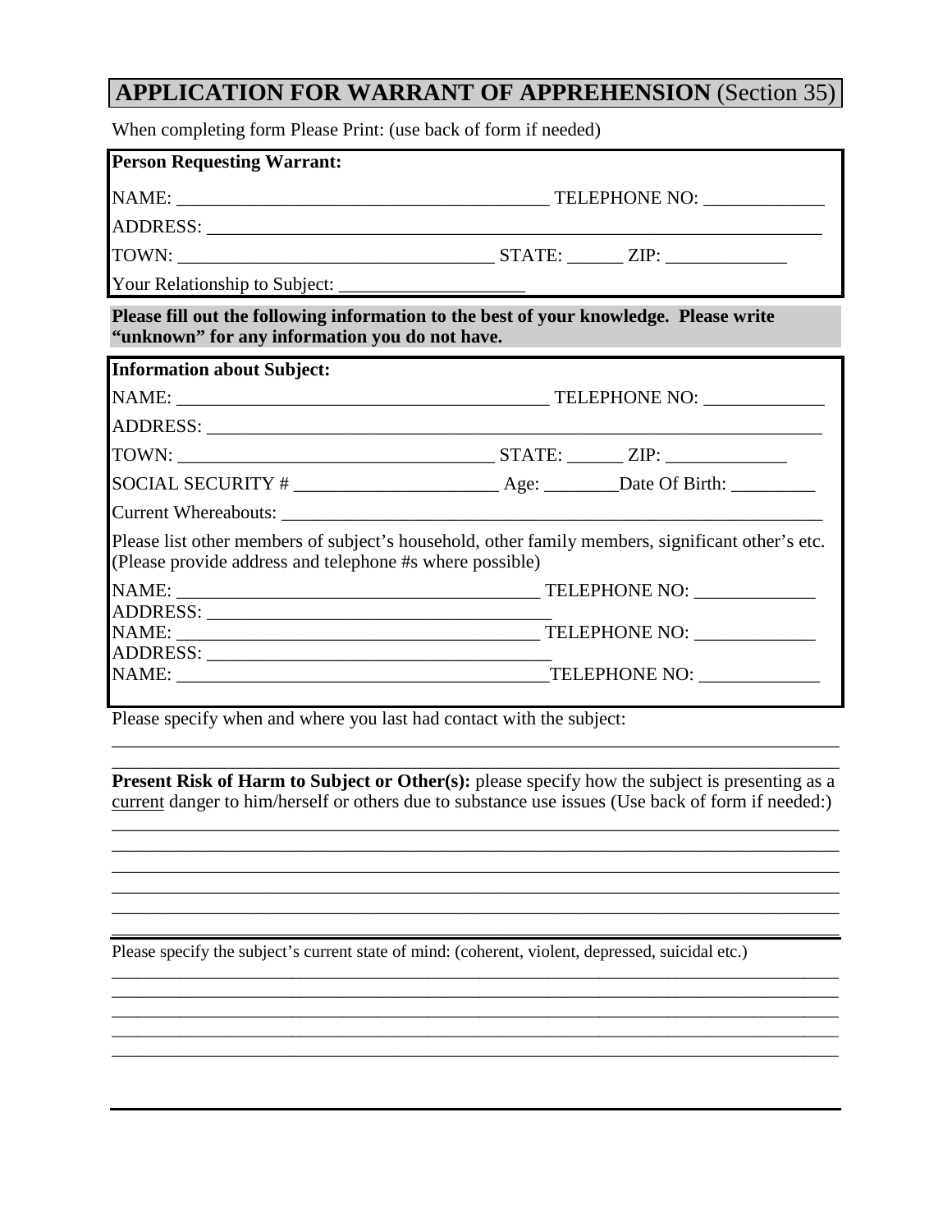# APPLICATION FOR WARRANT OF APPREHENSION (Section 35)

When completing form Please Print: (use back of form if needed)

**Person Requesting Warrant:**

NAME: ________________________________________ TELEPHONE NO: _____________

ADDRESS: ____________________________________________________________________

TOWN: __________________________________ STATE: ______ ZIP: _____________

Your Relationship to Subject: ____________________

**Please fill out the following information to the best of your knowledge. Please write "unknown" for any information you do not have.**

**Information about Subject:**

NAME: ________________________________________ TELEPHONE NO: _____________

ADDRESS: ____________________________________________________________________

TOWN: __________________________________ STATE: ______ ZIP: _____________

SOCIAL SECURITY # ______________________ Age: ________Date Of Birth: _________

Current Whereabouts: ________________________________________________________

Please list other members of subject's household, other family members, significant other's etc. (Please provide address and telephone #s where possible)

NAME: ________________________________________ TELEPHONE NO: _____________

ADDRESS: _____________________________________

NAME: ________________________________________ TELEPHONE NO: _____________

ADDRESS: _____________________________________

NAME: ________________________________________TELEPHONE NO: _____________

Please specify when and where you last had contact with the subject:

_______________________________________________________________________________

_______________________________________________________________________________

**Present Risk of Harm to Subject or Other(s):** please specify how the subject is presenting as a current danger to him/herself or others due to substance use issues (Use back of form if needed:)

_______________________________________________________________________________

_______________________________________________________________________________

_______________________________________________________________________________

_______________________________________________________________________________

_______________________________________________________________________________

_______________________________________________________________________________

Please specify the subject's current state of mind: (coherent, violent, depressed, suicidal etc.)

_______________________________________________________________________________

_______________________________________________________________________________

_______________________________________________________________________________

_______________________________________________________________________________

_______________________________________________________________________________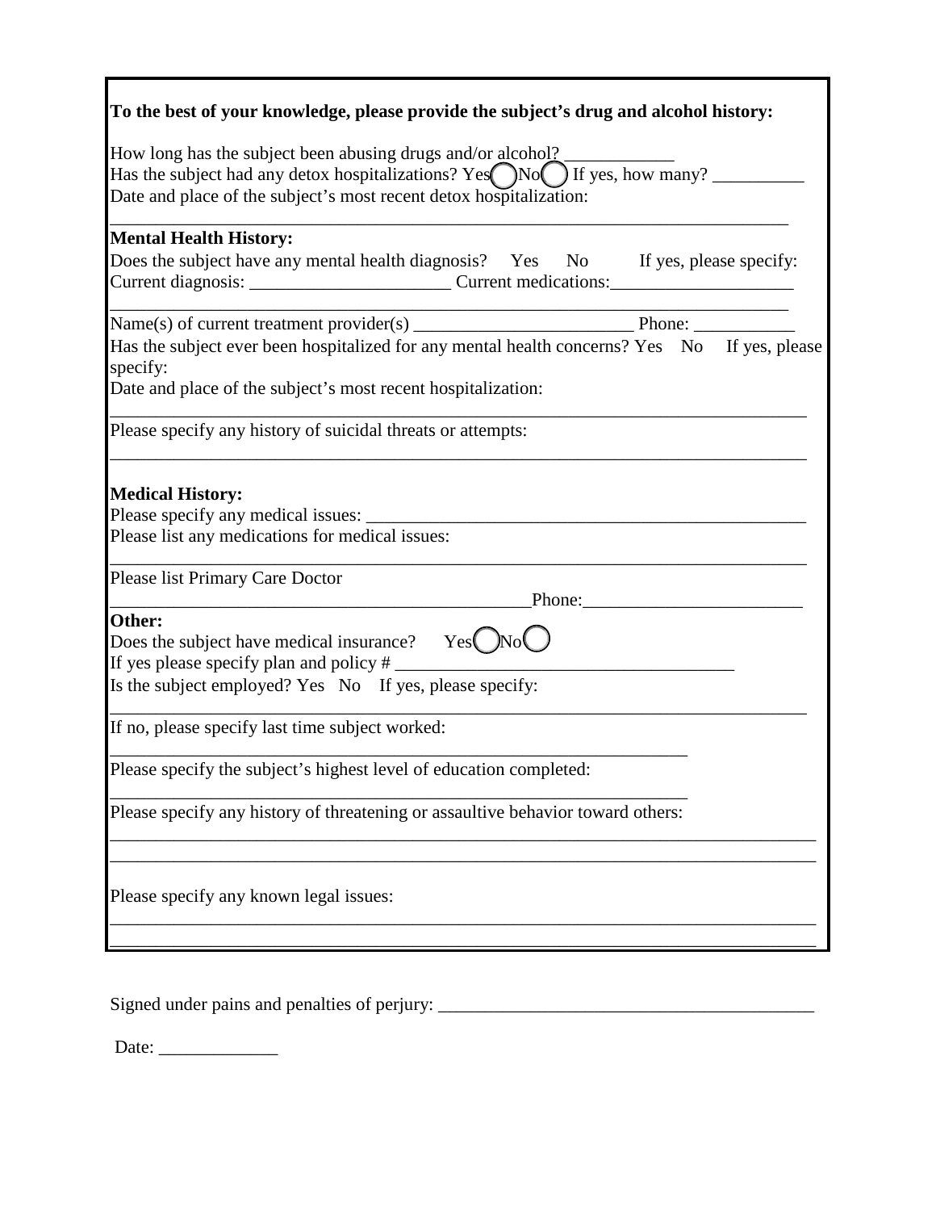**To the best of your knowledge, please provide the subject's drug and alcohol history:**

How long has the subject been abusing drugs and/or alcohol? ____________
Has the subject had any detox hospitalizations? Yes ◯ No ◯ If yes, how many? __________
Date and place of the subject's most recent detox hospitalization:
_____________________________________________________________________________

**Mental Health History:**

Does the subject have any mental health diagnosis? Yes No If yes, please specify:
Current diagnosis: ______________________ Current medications:____________________
_____________________________________________________________________________
Name(s) of current treatment provider(s) ________________________ Phone: ___________
Has the subject ever been hospitalized for any mental health concerns? Yes No If yes, please specify:
Date and place of the subject's most recent hospitalization:
_____________________________________________________________________________
Please specify any history of suicidal threats or attempts:
_____________________________________________________________________________

**Medical History:**

Please specify any medical issues: ______________________________________________
Please list any medications for medical issues:
_____________________________________________________________________________
Please list Primary Care Doctor
_______________________________________________Phone:________________________

**Other:**

Does the subject have medical insurance? Yes ◯ No ◯
If yes please specify plan and policy # _____________________________________
Is the subject employed? Yes No If yes, please specify:
_____________________________________________________________________________
If no, please specify last time subject worked:
_________________________________________________________________
Please specify the subject's highest level of education completed:
_________________________________________________________________
Please specify any history of threatening or assaultive behavior toward others:
_____________________________________________________________________________
_____________________________________________________________________________

Please specify any known legal issues:
_____________________________________________________________________________
_____________________________________________________________________________

Signed under pains and penalties of perjury: __________________________________________

Date: _____________